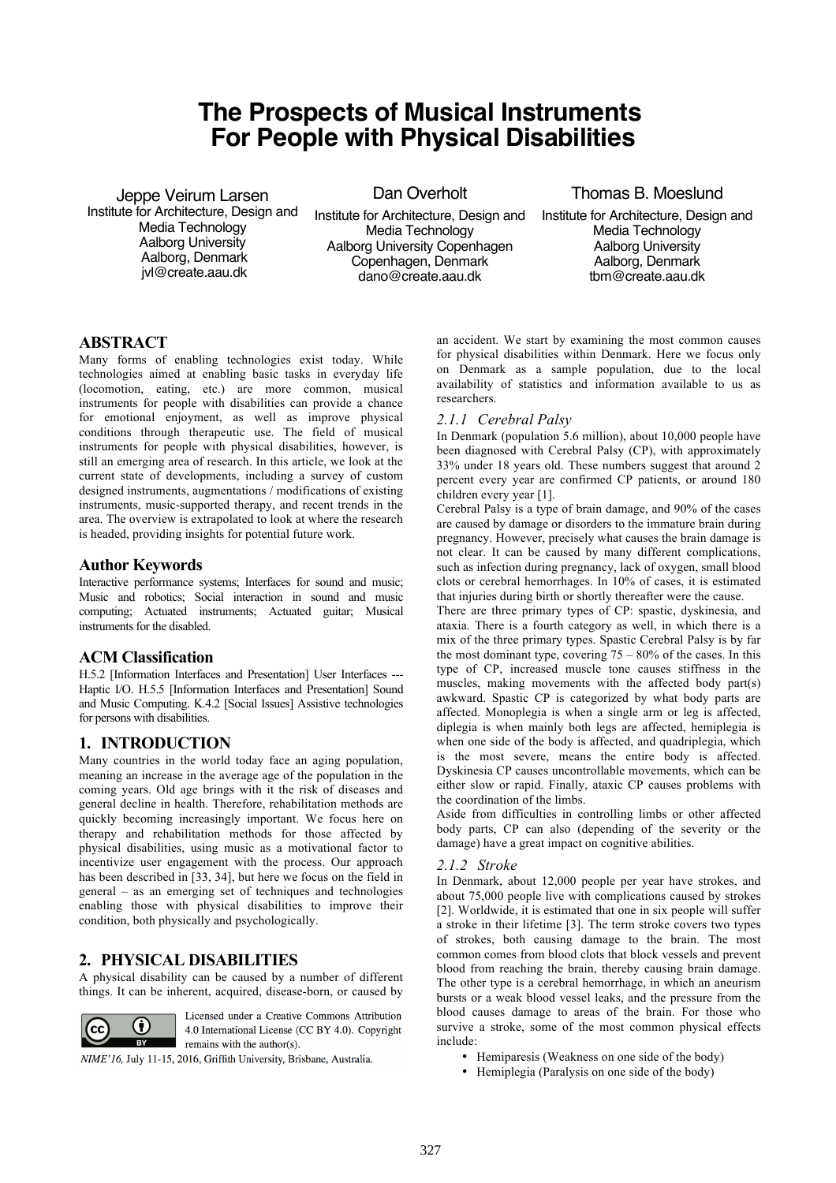# The Prospects of Musical Instruments For People with Physical Disabilities

Jeppe Veirum Larsen
Institute for Architecture, Design and Media Technology
Aalborg University
Aalborg, Denmark
jvl@create.aau.dk

Dan Overholt
Institute for Architecture, Design and Media Technology
Aalborg University Copenhagen
Copenhagen, Denmark
dano@create.aau.dk

Thomas B. Moeslund
Institute for Architecture, Design and Media Technology
Aalborg University
Aalborg, Denmark
tbm@create.aau.dk

## ABSTRACT

Many forms of enabling technologies exist today. While technologies aimed at enabling basic tasks in everyday life (locomotion, eating, etc.) are more common, musical instruments for people with disabilities can provide a chance for emotional enjoyment, as well as improve physical conditions through therapeutic use. The field of musical instruments for people with physical disabilities, however, is still an emerging area of research. In this article, we look at the current state of developments, including a survey of custom designed instruments, augmentations / modifications of existing instruments, music-supported therapy, and recent trends in the area. The overview is extrapolated to look at where the research is headed, providing insights for potential future work.

## Author Keywords

Interactive performance systems; Interfaces for sound and music; Music and robotics; Social interaction in sound and music computing; Actuated instruments; Actuated guitar; Musical instruments for the disabled.

## ACM Classification

H.5.2 [Information Interfaces and Presentation] User Interfaces --- Haptic I/O. H.5.5 [Information Interfaces and Presentation] Sound and Music Computing. K.4.2 [Social Issues] Assistive technologies for persons with disabilities.

## 1. INTRODUCTION

Many countries in the world today face an aging population, meaning an increase in the average age of the population in the coming years. Old age brings with it the risk of diseases and general decline in health. Therefore, rehabilitation methods are quickly becoming increasingly important. We focus here on therapy and rehabilitation methods for those affected by physical disabilities, using music as a motivational factor to incentivize user engagement with the process. Our approach has been described in [33, 34], but here we focus on the field in general – as an emerging set of techniques and technologies enabling those with physical disabilities to improve their condition, both physically and psychologically.

## 2. PHYSICAL DISABILITIES

A physical disability can be caused by a number of different things. It can be inherent, acquired, disease-born, or caused by an accident. We start by examining the most common causes for physical disabilities within Denmark. Here we focus only on Denmark as a sample population, due to the local availability of statistics and information available to us as researchers.

### *2.1.1 Cerebral Palsy*

In Denmark (population 5.6 million), about 10,000 people have been diagnosed with Cerebral Palsy (CP), with approximately 33% under 18 years old. These numbers suggest that around 2 percent every year are confirmed CP patients, or around 180 children every year [1].

Cerebral Palsy is a type of brain damage, and 90% of the cases are caused by damage or disorders to the immature brain during pregnancy. However, precisely what causes the brain damage is not clear. It can be caused by many different complications, such as infection during pregnancy, lack of oxygen, small blood clots or cerebral hemorrhages. In 10% of cases, it is estimated that injuries during birth or shortly thereafter were the cause.

There are three primary types of CP: spastic, dyskinesia, and ataxia. There is a fourth category as well, in which there is a mix of the three primary types. Spastic Cerebral Palsy is by far the most dominant type, covering 75 – 80% of the cases. In this type of CP, increased muscle tone causes stiffness in the muscles, making movements with the affected body part(s) awkward. Spastic CP is categorized by what body parts are affected. Monoplegia is when a single arm or leg is affected, diplegia is when mainly both legs are affected, hemiplegia is when one side of the body is affected, and quadriplegia, which is the most severe, means the entire body is affected. Dyskinesia CP causes uncontrollable movements, which can be either slow or rapid. Finally, ataxic CP causes problems with the coordination of the limbs.

Aside from difficulties in controlling limbs or other affected body parts, CP can also (depending of the severity or the damage) have a great impact on cognitive abilities.

### *2.1.2 Stroke*

In Denmark, about 12,000 people per year have strokes, and about 75,000 people live with complications caused by strokes [2]. Worldwide, it is estimated that one in six people will suffer a stroke in their lifetime [3]. The term stroke covers two types of strokes, both causing damage to the brain. The most common comes from blood clots that block vessels and prevent blood from reaching the brain, thereby causing brain damage. The other type is a cerebral hemorrhage, in which an aneurism bursts or a weak blood vessel leaks, and the pressure from the blood causes damage to areas of the brain. For those who survive a stroke, some of the most common physical effects include:

- Hemiparesis (Weakness on one side of the body)
- Hemiplegia (Paralysis on one side of the body)

Licensed under a Creative Commons Attribution 4.0 International License (CC BY 4.0). Copyright remains with the author(s).

*NIME'16,* July 11-15, 2016, Griffith University, Brisbane, Australia.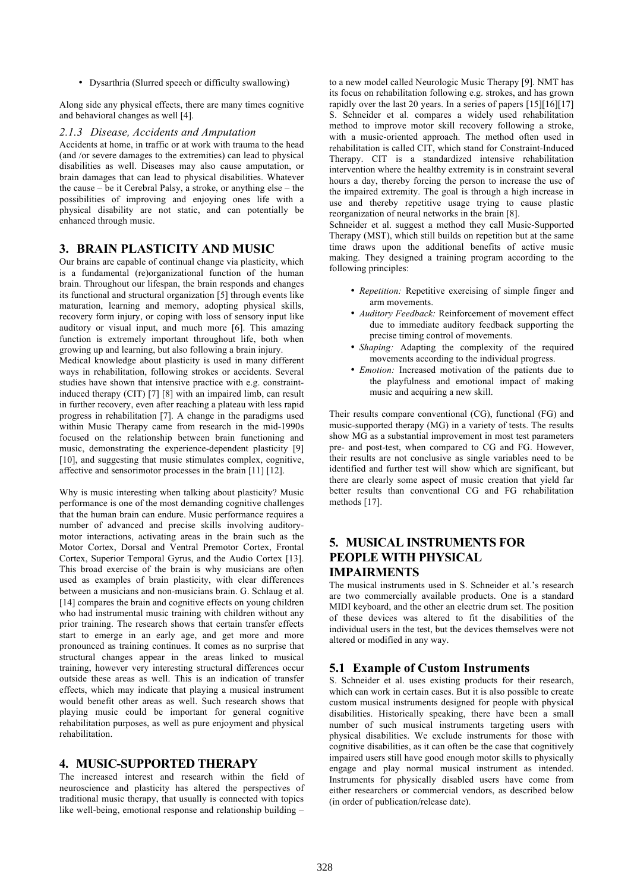- Dysarthria (Slurred speech or difficulty swallowing)

Along side any physical effects, there are many times cognitive and behavioral changes as well [4].

### 2.1.3 Disease, Accidents and Amputation

Accidents at home, in traffic or at work with trauma to the head (and /or severe damages to the extremities) can lead to physical disabilities as well. Diseases may also cause amputation, or brain damages that can lead to physical disabilities. Whatever the cause – be it Cerebral Palsy, a stroke, or anything else – the possibilities of improving and enjoying ones life with a physical disability are not static, and can potentially be enhanced through music.

## 3. BRAIN PLASTICITY AND MUSIC

Our brains are capable of continual change via plasticity, which is a fundamental (re)organizational function of the human brain. Throughout our lifespan, the brain responds and changes its functional and structural organization [5] through events like maturation, learning and memory, adopting physical skills, recovery form injury, or coping with loss of sensory input like auditory or visual input, and much more [6]. This amazing function is extremely important throughout life, both when growing up and learning, but also following a brain injury.

Medical knowledge about plasticity is used in many different ways in rehabilitation, following strokes or accidents. Several studies have shown that intensive practice with e.g. constraint-induced therapy (CIT) [7] [8] with an impaired limb, can result in further recovery, even after reaching a plateau with less rapid progress in rehabilitation [7]. A change in the paradigms used within Music Therapy came from research in the mid-1990s focused on the relationship between brain functioning and music, demonstrating the experience-dependent plasticity [9] [10], and suggesting that music stimulates complex, cognitive, affective and sensorimotor processes in the brain [11] [12].

Why is music interesting when talking about plasticity? Music performance is one of the most demanding cognitive challenges that the human brain can endure. Music performance requires a number of advanced and precise skills involving auditory-motor interactions, activating areas in the brain such as the Motor Cortex, Dorsal and Ventral Premotor Cortex, Frontal Cortex, Superior Temporal Gyrus, and the Audio Cortex [13]. This broad exercise of the brain is why musicians are often used as examples of brain plasticity, with clear differences between a musicians and non-musicians brain. G. Schlaug et al. [14] compares the brain and cognitive effects on young children who had instrumental music training with children without any prior training. The research shows that certain transfer effects start to emerge in an early age, and get more and more pronounced as training continues. It comes as no surprise that structural changes appear in the areas linked to musical training, however very interesting structural differences occur outside these areas as well. This is an indication of transfer effects, which may indicate that playing a musical instrument would benefit other areas as well. Such research shows that playing music could be important for general cognitive rehabilitation purposes, as well as pure enjoyment and physical rehabilitation.

## 4. MUSIC-SUPPORTED THERAPY

The increased interest and research within the field of neuroscience and plasticity has altered the perspectives of traditional music therapy, that usually is connected with topics like well-being, emotional response and relationship building – to a new model called Neurologic Music Therapy [9]. NMT has its focus on rehabilitation following e.g. strokes, and has grown rapidly over the last 20 years. In a series of papers [15][16][17] S. Schneider et al. compares a widely used rehabilitation method to improve motor skill recovery following a stroke, with a music-oriented approach. The method often used in rehabilitation is called CIT, which stand for Constraint-Induced Therapy. CIT is a standardized intensive rehabilitation intervention where the healthy extremity is in constraint several hours a day, thereby forcing the person to increase the use of the impaired extremity. The goal is through a high increase in use and thereby repetitive usage trying to cause plastic reorganization of neural networks in the brain [8].

Schneider et al. suggest a method they call Music-Supported Therapy (MST), which still builds on repetition but at the same time draws upon the additional benefits of active music making. They designed a training program according to the following principles:

- *Repetition:* Repetitive exercising of simple finger and arm movements.
- *Auditory Feedback:* Reinforcement of movement effect due to immediate auditory feedback supporting the precise timing control of movements.
- *Shaping:* Adapting the complexity of the required movements according to the individual progress.
- *Emotion:* Increased motivation of the patients due to the playfulness and emotional impact of making music and acquiring a new skill.

Their results compare conventional (CG), functional (FG) and music-supported therapy (MG) in a variety of tests. The results show MG as a substantial improvement in most test parameters pre- and post-test, when compared to CG and FG. However, their results are not conclusive as single variables need to be identified and further test will show which are significant, but there are clearly some aspect of music creation that yield far better results than conventional CG and FG rehabilitation methods [17].

## 5. MUSICAL INSTRUMENTS FOR PEOPLE WITH PHYSICAL IMPAIRMENTS

The musical instruments used in S. Schneider et al.'s research are two commercially available products. One is a standard MIDI keyboard, and the other an electric drum set. The position of these devices was altered to fit the disabilities of the individual users in the test, but the devices themselves were not altered or modified in any way.

### 5.1 Example of Custom Instruments

S. Schneider et al. uses existing products for their research, which can work in certain cases. But it is also possible to create custom musical instruments designed for people with physical disabilities. Historically speaking, there have been a small number of such musical instruments targeting users with physical disabilities. We exclude instruments for those with cognitive disabilities, as it can often be the case that cognitively impaired users still have good enough motor skills to physically engage and play normal musical instrument as intended. Instruments for physically disabled users have come from either researchers or commercial vendors, as described below (in order of publication/release date).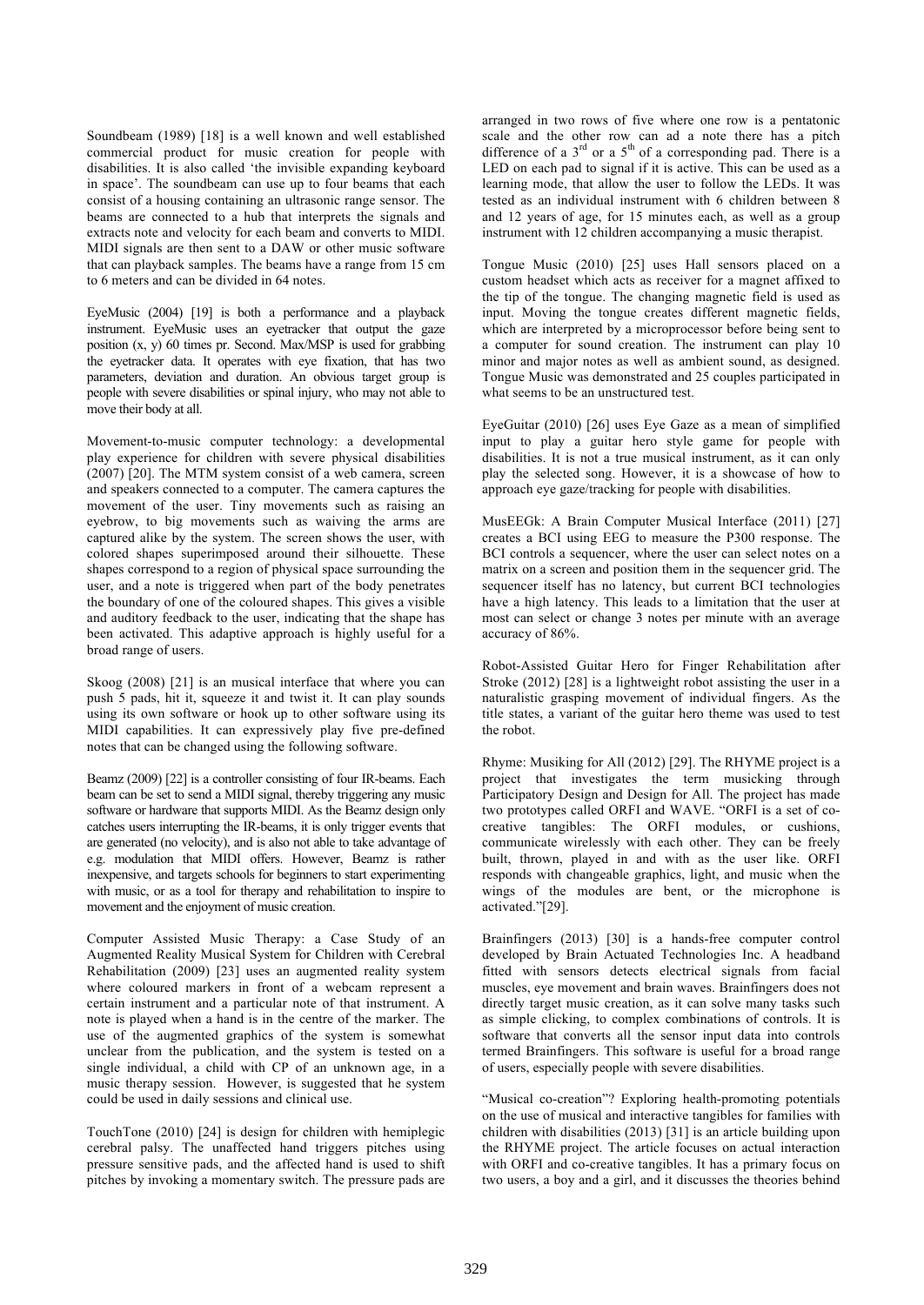Soundbeam (1989) [18] is a well known and well established commercial product for music creation for people with disabilities. It is also called 'the invisible expanding keyboard in space'. The soundbeam can use up to four beams that each consist of a housing containing an ultrasonic range sensor. The beams are connected to a hub that interprets the signals and extracts note and velocity for each beam and converts to MIDI. MIDI signals are then sent to a DAW or other music software that can playback samples. The beams have a range from 15 cm to 6 meters and can be divided in 64 notes.

EyeMusic (2004) [19] is both a performance and a playback instrument. EyeMusic uses an eyetracker that output the gaze position (x, y) 60 times pr. Second. Max/MSP is used for grabbing the eyetracker data. It operates with eye fixation, that has two parameters, deviation and duration. An obvious target group is people with severe disabilities or spinal injury, who may not able to move their body at all.

Movement-to-music computer technology: a developmental play experience for children with severe physical disabilities (2007) [20]. The MTM system consist of a web camera, screen and speakers connected to a computer. The camera captures the movement of the user. Tiny movements such as raising an eyebrow, to big movements such as waiving the arms are captured alike by the system. The screen shows the user, with colored shapes superimposed around their silhouette. These shapes correspond to a region of physical space surrounding the user, and a note is triggered when part of the body penetrates the boundary of one of the coloured shapes. This gives a visible and auditory feedback to the user, indicating that the shape has been activated. This adaptive approach is highly useful for a broad range of users.

Skoog (2008) [21] is an musical interface that where you can push 5 pads, hit it, squeeze it and twist it. It can play sounds using its own software or hook up to other software using its MIDI capabilities. It can expressively play five pre-defined notes that can be changed using the following software.

Beamz (2009) [22] is a controller consisting of four IR-beams. Each beam can be set to send a MIDI signal, thereby triggering any music software or hardware that supports MIDI. As the Beamz design only catches users interrupting the IR-beams, it is only trigger events that are generated (no velocity), and is also not able to take advantage of e.g. modulation that MIDI offers. However, Beamz is rather inexpensive, and targets schools for beginners to start experimenting with music, or as a tool for therapy and rehabilitation to inspire to movement and the enjoyment of music creation.

Computer Assisted Music Therapy: a Case Study of an Augmented Reality Musical System for Children with Cerebral Rehabilitation (2009) [23] uses an augmented reality system where coloured markers in front of a webcam represent a certain instrument and a particular note of that instrument. A note is played when a hand is in the centre of the marker. The use of the augmented graphics of the system is somewhat unclear from the publication, and the system is tested on a single individual, a child with CP of an unknown age, in a music therapy session. However, is suggested that he system could be used in daily sessions and clinical use.

TouchTone (2010) [24] is design for children with hemiplegic cerebral palsy. The unaffected hand triggers pitches using pressure sensitive pads, and the affected hand is used to shift pitches by invoking a momentary switch. The pressure pads are arranged in two rows of five where one row is a pentatonic scale and the other row can ad a note there has a pitch difference of a 3rd or a 5th of a corresponding pad. There is a LED on each pad to signal if it is active. This can be used as a learning mode, that allow the user to follow the LEDs. It was tested as an individual instrument with 6 children between 8 and 12 years of age, for 15 minutes each, as well as a group instrument with 12 children accompanying a music therapist.

Tongue Music (2010) [25] uses Hall sensors placed on a custom headset which acts as receiver for a magnet affixed to the tip of the tongue. The changing magnetic field is used as input. Moving the tongue creates different magnetic fields, which are interpreted by a microprocessor before being sent to a computer for sound creation. The instrument can play 10 minor and major notes as well as ambient sound, as designed. Tongue Music was demonstrated and 25 couples participated in what seems to be an unstructured test.

EyeGuitar (2010) [26] uses Eye Gaze as a mean of simplified input to play a guitar hero style game for people with disabilities. It is not a true musical instrument, as it can only play the selected song. However, it is a showcase of how to approach eye gaze/tracking for people with disabilities.

MusEEGk: A Brain Computer Musical Interface (2011) [27] creates a BCI using EEG to measure the P300 response. The BCI controls a sequencer, where the user can select notes on a matrix on a screen and position them in the sequencer grid. The sequencer itself has no latency, but current BCI technologies have a high latency. This leads to a limitation that the user at most can select or change 3 notes per minute with an average accuracy of 86%.

Robot-Assisted Guitar Hero for Finger Rehabilitation after Stroke (2012) [28] is a lightweight robot assisting the user in a naturalistic grasping movement of individual fingers. As the title states, a variant of the guitar hero theme was used to test the robot.

Rhyme: Musiking for All (2012) [29]. The RHYME project is a project that investigates the term musicking through Participatory Design and Design for All. The project has made two prototypes called ORFI and WAVE. "ORFI is a set of co-creative tangibles: The ORFI modules, or cushions, communicate wirelessly with each other. They can be freely built, thrown, played in and with as the user like. ORFI responds with changeable graphics, light, and music when the wings of the modules are bent, or the microphone is activated."[29].

Brainfingers (2013) [30] is a hands-free computer control developed by Brain Actuated Technologies Inc. A headband fitted with sensors detects electrical signals from facial muscles, eye movement and brain waves. Brainfingers does not directly target music creation, as it can solve many tasks such as simple clicking, to complex combinations of controls. It is software that converts all the sensor input data into controls termed Brainfingers. This software is useful for a broad range of users, especially people with severe disabilities.

"Musical co-creation"? Exploring health-promoting potentials on the use of musical and interactive tangibles for families with children with disabilities (2013) [31] is an article building upon the RHYME project. The article focuses on actual interaction with ORFI and co-creative tangibles. It has a primary focus on two users, a boy and a girl, and it discusses the theories behind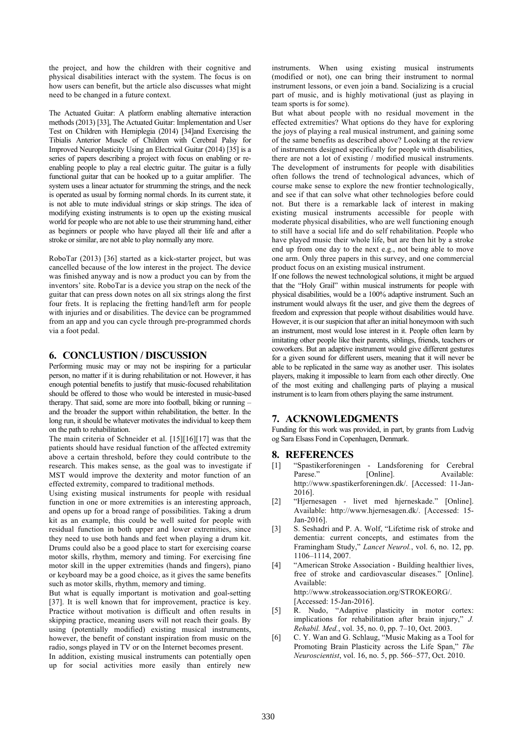the project, and how the children with their cognitive and physical disabilities interact with the system. The focus is on how users can benefit, but the article also discusses what might need to be changed in a future context.

The Actuated Guitar: A platform enabling alternative interaction methods (2013) [33], The Actuated Guitar: Implementation and User Test on Children with Hemiplegia (2014) [34]and Exercising the Tibialis Anterior Muscle of Children with Cerebral Palsy for Improved Neuroplasticity Using an Electrical Guitar (2014) [35] is a series of papers describing a project with focus on enabling or re-enabling people to play a real electric guitar. The guitar is a fully functional guitar that can be hooked up to a guitar amplifier. The system uses a linear actuator for strumming the strings, and the neck is operated as usual by forming normal chords. In its current state, it is not able to mute individual strings or skip strings. The idea of modifying existing instruments is to open up the existing musical world for people who are not able to use their strumming hand, either as beginners or people who have played all their life and after a stroke or similar, are not able to play normally any more.

RoboTar (2013) [36] started as a kick-starter project, but was cancelled because of the low interest in the project. The device was finished anyway and is now a product you can by from the inventors' site. RoboTar is a device you strap on the neck of the guitar that can press down notes on all six strings along the first four frets. It is replacing the fretting hand/left arm for people with injuries and or disabilities. The device can be programmed from an app and you can cycle through pre-programmed chords via a foot pedal.

## 6. CONCLUSTION / DISCUSSION

Performing music may or may not be inspiring for a particular person, no matter if it is during rehabilitation or not. However, it has enough potential benefits to justify that music-focused rehabilitation should be offered to those who would be interested in music-based therapy. That said, some are more into football, biking or running – and the broader the support within rehabilitation, the better. In the long run, it should be whatever motivates the individual to keep them on the path to rehabilitation.

The main criteria of Schneider et al. [15][16][17] was that the patients should have residual function of the affected extremity above a certain threshold, before they could contribute to the research. This makes sense, as the goal was to investigate if MST would improve the dexterity and motor function of an effected extremity, compared to traditional methods.

Using existing musical instruments for people with residual function in one or more extremities is an interesting approach, and opens up for a broad range of possibilities. Taking a drum kit as an example, this could be well suited for people with residual function in both upper and lower extremities, since they need to use both hands and feet when playing a drum kit. Drums could also be a good place to start for exercising coarse motor skills, rhythm, memory and timing. For exercising fine motor skill in the upper extremities (hands and fingers), piano or keyboard may be a good choice, as it gives the same benefits such as motor skills, rhythm, memory and timing.

But what is equally important is motivation and goal-setting [37]. It is well known that for improvement, practice is key. Practice without motivation is difficult and often results in skipping practice, meaning users will not reach their goals. By using (potentially modified) existing musical instruments, however, the benefit of constant inspiration from music on the radio, songs played in TV or on the Internet becomes present.

In addition, existing musical instruments can potentially open up for social activities more easily than entirely new instruments. When using existing musical instruments (modified or not), one can bring their instrument to normal instrument lessons, or even join a band. Socializing is a crucial part of music, and is highly motivational (just as playing in team sports is for some).

But what about people with no residual movement in the effected extremities? What options do they have for exploring the joys of playing a real musical instrument, and gaining some of the same benefits as described above? Looking at the review of instruments designed specifically for people with disabilities, there are not a lot of existing / modified musical instruments. The development of instruments for people with disabilities often follows the trend of technological advances, which of course make sense to explore the new frontier technologically, and see if that can solve what other technologies before could not. But there is a remarkable lack of interest in making existing musical instruments accessible for people with moderate physical disabilities, who are well functioning enough to still have a social life and do self rehabilitation. People who have played music their whole life, but are then hit by a stroke end up from one day to the next e.g., not being able to move one arm. Only three papers in this survey, and one commercial product focus on an existing musical instrument.

If one follows the newest technological solutions, it might be argued that the "Holy Grail" within musical instruments for people with physical disabilities, would be a 100% adaptive instrument. Such an instrument would always fit the user, and give them the degrees of freedom and expression that people without disabilities would have. However, it is our suspicion that after an initial honeymoon with such an instrument, most would lose interest in it. People often learn by imitating other people like their parents, siblings, friends, teachers or coworkers. But an adaptive instrument would give different gestures for a given sound for different users, meaning that it will never be able to be replicated in the same way as another user. This isolates players, making it impossible to learn from each other directly. One of the most exiting and challenging parts of playing a musical instrument is to learn from others playing the same instrument.

## 7. ACKNOWLEDGMENTS

Funding for this work was provided, in part, by grants from Ludvig og Sara Elsass Fond in Copenhagen, Denmark.

## 8. REFERENCES

[1] "Spastikerforeningen - Landsforening for Cerebral Parese." [Online]. Available: http://www.spastikerforeningen.dk/. [Accessed: 11-Jan-2016].

[2] "Hjernesagen - livet med hjerneskade." [Online]. Available: http://www.hjernesagen.dk/. [Accessed: 15-Jan-2016].

[3] S. Seshadri and P. A. Wolf, "Lifetime risk of stroke and dementia: current concepts, and estimates from the Framingham Study," *Lancet Neurol.*, vol. 6, no. 12, pp. 1106–1114, 2007.

[4] "American Stroke Association - Building healthier lives, free of stroke and cardiovascular diseases." [Online]. Available: http://www.strokeassociation.org/STROKEORG/. [Accessed: 15-Jan-2016].

[5] R. Nudo, "Adaptive plasticity in motor cortex: implications for rehabilitation after brain injury," *J. Rehabil. Med.*, vol. 35, no. 0, pp. 7–10, Oct. 2003.

[6] C. Y. Wan and G. Schlaug, "Music Making as a Tool for Promoting Brain Plasticity across the Life Span," *The Neuroscientist*, vol. 16, no. 5, pp. 566–577, Oct. 2010.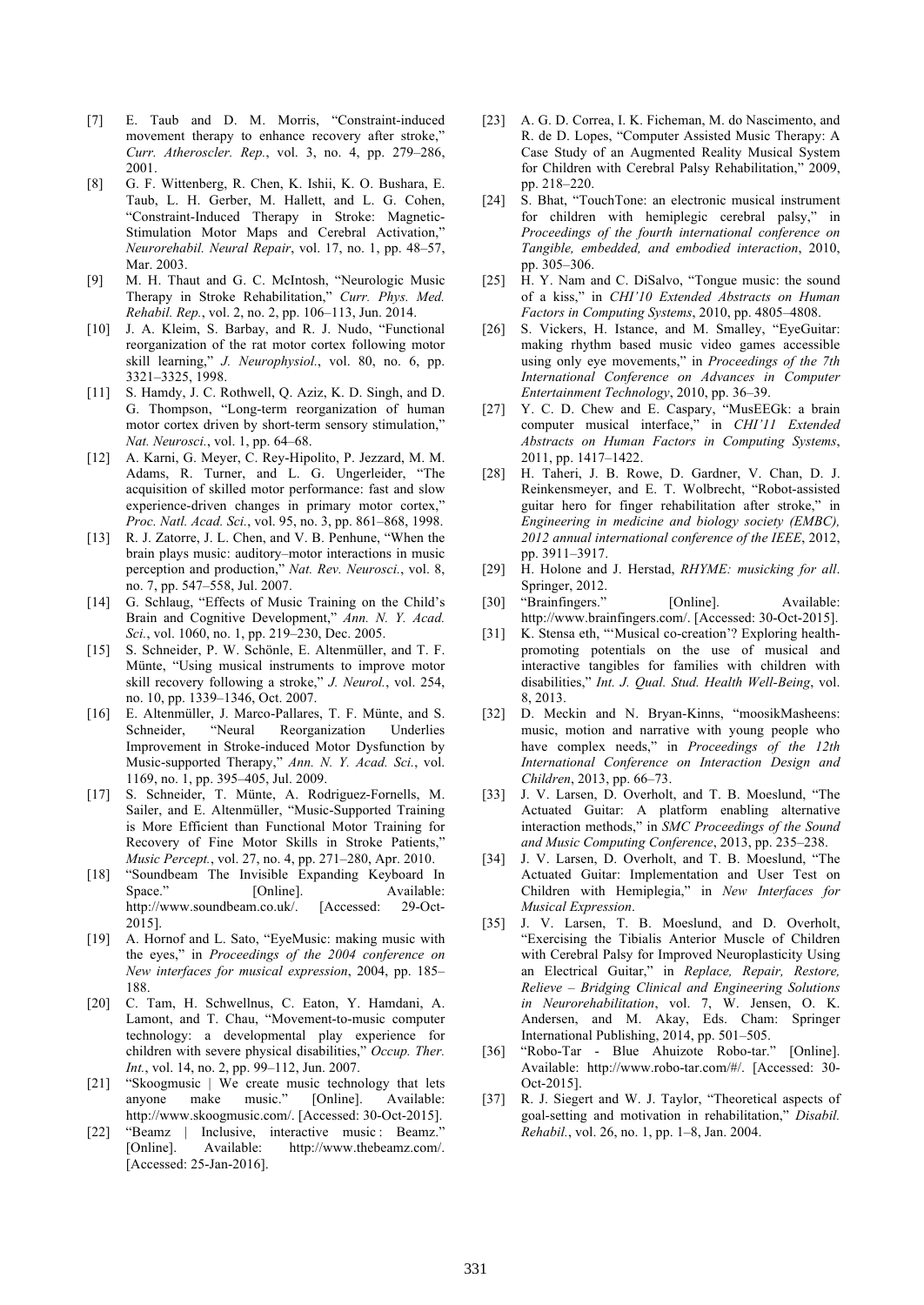[7] E. Taub and D. M. Morris, "Constraint-induced movement therapy to enhance recovery after stroke," *Curr. Atheroscler. Rep.*, vol. 3, no. 4, pp. 279–286, 2001.

[8] G. F. Wittenberg, R. Chen, K. Ishii, K. O. Bushara, E. Taub, L. H. Gerber, M. Hallett, and L. G. Cohen, "Constraint-Induced Therapy in Stroke: Magnetic-Stimulation Motor Maps and Cerebral Activation," *Neurorehabil. Neural Repair*, vol. 17, no. 1, pp. 48–57, Mar. 2003.

[9] M. H. Thaut and G. C. McIntosh, "Neurologic Music Therapy in Stroke Rehabilitation," *Curr. Phys. Med. Rehabil. Rep.*, vol. 2, no. 2, pp. 106–113, Jun. 2014.

[10] J. A. Kleim, S. Barbay, and R. J. Nudo, "Functional reorganization of the rat motor cortex following motor skill learning," *J. Neurophysiol.*, vol. 80, no. 6, pp. 3321–3325, 1998.

[11] S. Hamdy, J. C. Rothwell, Q. Aziz, K. D. Singh, and D. G. Thompson, "Long-term reorganization of human motor cortex driven by short-term sensory stimulation," *Nat. Neurosci.*, vol. 1, pp. 64–68.

[12] A. Karni, G. Meyer, C. Rey-Hipolito, P. Jezzard, M. M. Adams, R. Turner, and L. G. Ungerleider, "The acquisition of skilled motor performance: fast and slow experience-driven changes in primary motor cortex," *Proc. Natl. Acad. Sci.*, vol. 95, no. 3, pp. 861–868, 1998.

[13] R. J. Zatorre, J. L. Chen, and V. B. Penhune, "When the brain plays music: auditory–motor interactions in music perception and production," *Nat. Rev. Neurosci.*, vol. 8, no. 7, pp. 547–558, Jul. 2007.

[14] G. Schlaug, "Effects of Music Training on the Child's Brain and Cognitive Development," *Ann. N. Y. Acad. Sci.*, vol. 1060, no. 1, pp. 219–230, Dec. 2005.

[15] S. Schneider, P. W. Schönle, E. Altenmüller, and T. F. Münte, "Using musical instruments to improve motor skill recovery following a stroke," *J. Neurol.*, vol. 254, no. 10, pp. 1339–1346, Oct. 2007.

[16] E. Altenmüller, J. Marco-Pallares, T. F. Münte, and S. Schneider, "Neural Reorganization Underlies Improvement in Stroke-induced Motor Dysfunction by Music-supported Therapy," *Ann. N. Y. Acad. Sci.*, vol. 1169, no. 1, pp. 395–405, Jul. 2009.

[17] S. Schneider, T. Münte, A. Rodriguez-Fornells, M. Sailer, and E. Altenmüller, "Music-Supported Training is More Efficient than Functional Motor Training for Recovery of Fine Motor Skills in Stroke Patients," *Music Percept.*, vol. 27, no. 4, pp. 271–280, Apr. 2010.

[18] "Soundbeam The Invisible Expanding Keyboard In Space." [Online]. Available: http://www.soundbeam.co.uk/. [Accessed: 29-Oct-2015].

[19] A. Hornof and L. Sato, "EyeMusic: making music with the eyes," in *Proceedings of the 2004 conference on New interfaces for musical expression*, 2004, pp. 185–188.

[20] C. Tam, H. Schwellnus, C. Eaton, Y. Hamdani, A. Lamont, and T. Chau, "Movement-to-music computer technology: a developmental play experience for children with severe physical disabilities," *Occup. Ther. Int.*, vol. 14, no. 2, pp. 99–112, Jun. 2007.

[21] "Skoogmusic | We create music technology that lets anyone make music." [Online]. Available: http://www.skoogmusic.com/. [Accessed: 30-Oct-2015].

[22] "Beamz | Inclusive, interactive music : Beamz." [Online]. Available: http://www.thebeamz.com/. [Accessed: 25-Jan-2016].

[23] A. G. D. Correa, I. K. Ficheman, M. do Nascimento, and R. de D. Lopes, "Computer Assisted Music Therapy: A Case Study of an Augmented Reality Musical System for Children with Cerebral Palsy Rehabilitation," 2009, pp. 218–220.

[24] S. Bhat, "TouchTone: an electronic musical instrument for children with hemiplegic cerebral palsy," in *Proceedings of the fourth international conference on Tangible, embedded, and embodied interaction*, 2010, pp. 305–306.

[25] H. Y. Nam and C. DiSalvo, "Tongue music: the sound of a kiss," in *CHI'10 Extended Abstracts on Human Factors in Computing Systems*, 2010, pp. 4805–4808.

[26] S. Vickers, H. Istance, and M. Smalley, "EyeGuitar: making rhythm based music video games accessible using only eye movements," in *Proceedings of the 7th International Conference on Advances in Computer Entertainment Technology*, 2010, pp. 36–39.

[27] Y. C. D. Chew and E. Caspary, "MusEEGk: a brain computer musical interface," in *CHI'11 Extended Abstracts on Human Factors in Computing Systems*, 2011, pp. 1417–1422.

[28] H. Taheri, J. B. Rowe, D. Gardner, V. Chan, D. J. Reinkensmeyer, and E. T. Wolbrecht, "Robot-assisted guitar hero for finger rehabilitation after stroke," in *Engineering in medicine and biology society (EMBC), 2012 annual international conference of the IEEE*, 2012, pp. 3911–3917.

[29] H. Holone and J. Herstad, *RHYME: musicking for all*. Springer, 2012.

[30] "Brainfingers." [Online]. Available: http://www.brainfingers.com/. [Accessed: 30-Oct-2015].

[31] K. Stensa eth, "'Musical co-creation'? Exploring health-promoting potentials on the use of musical and interactive tangibles for families with children with disabilities," *Int. J. Qual. Stud. Health Well-Being*, vol. 8, 2013.

[32] D. Meckin and N. Bryan-Kinns, "moosikMasheens: music, motion and narrative with young people who have complex needs," in *Proceedings of the 12th International Conference on Interaction Design and Children*, 2013, pp. 66–73.

[33] J. V. Larsen, D. Overholt, and T. B. Moeslund, "The Actuated Guitar: A platform enabling alternative interaction methods," in *SMC Proceedings of the Sound and Music Computing Conference*, 2013, pp. 235–238.

[34] J. V. Larsen, D. Overholt, and T. B. Moeslund, "The Actuated Guitar: Implementation and User Test on Children with Hemiplegia," in *New Interfaces for Musical Expression*.

[35] J. V. Larsen, T. B. Moeslund, and D. Overholt, "Exercising the Tibialis Anterior Muscle of Children with Cerebral Palsy for Improved Neuroplasticity Using an Electrical Guitar," in *Replace, Repair, Restore, Relieve – Bridging Clinical and Engineering Solutions in Neurorehabilitation*, vol. 7, W. Jensen, O. K. Andersen, and M. Akay, Eds. Cham: Springer International Publishing, 2014, pp. 501–505.

[36] "Robo-Tar - Blue Ahuizote Robo-tar." [Online]. Available: http://www.robo-tar.com/#/. [Accessed: 30-Oct-2015].

[37] R. J. Siegert and W. J. Taylor, "Theoretical aspects of goal-setting and motivation in rehabilitation," *Disabil. Rehabil.*, vol. 26, no. 1, pp. 1–8, Jan. 2004.